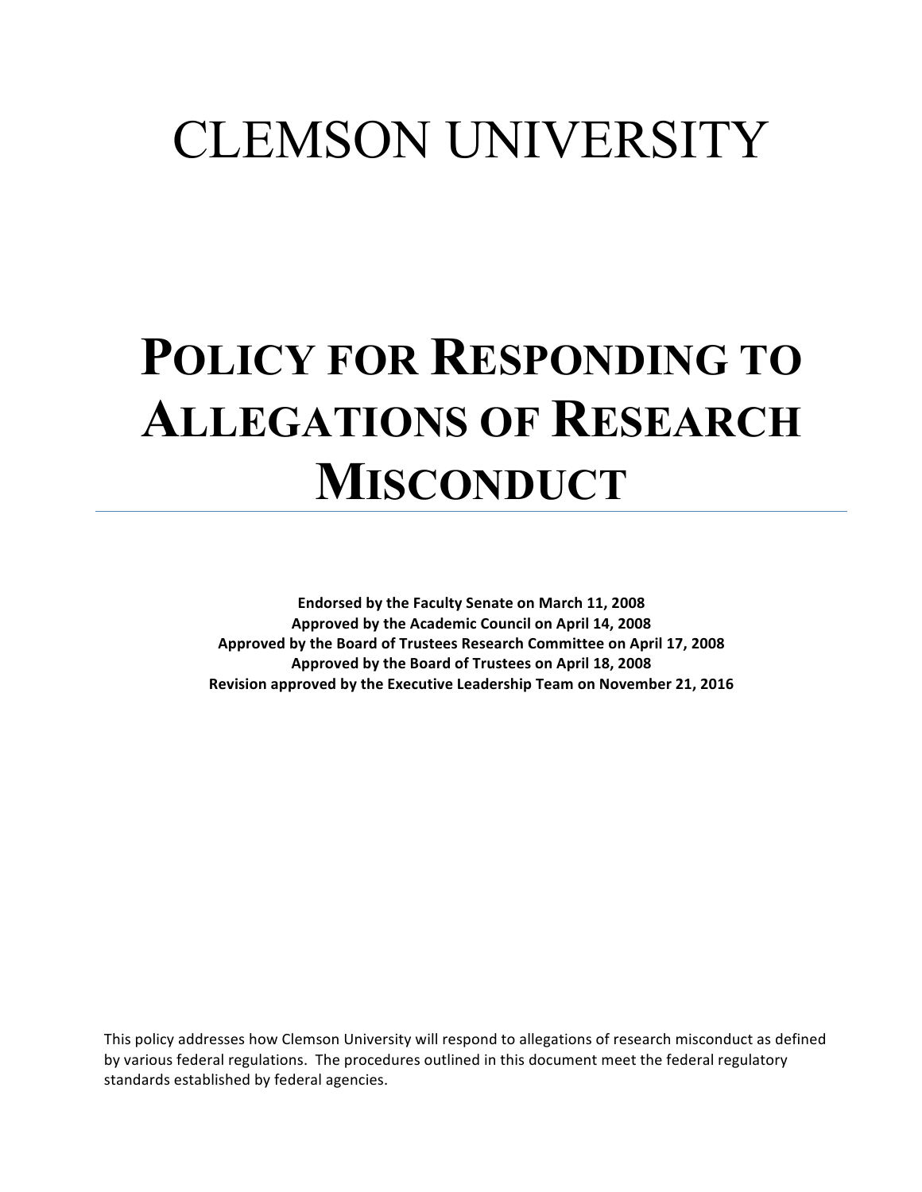# CLEMSON UNIVERSITY

# POLICY FOR RESPONDING TO ALLEGATIONS OF RESEARCH MISCONDUCT

---

**Endorsed by the Faculty Senate on March 11, 2008**
**Approved by the Academic Council on April 14, 2008**
**Approved by the Board of Trustees Research Committee on April 17, 2008**
**Approved by the Board of Trustees on April 18, 2008**
**Revision approved by the Executive Leadership Team on November 21, 2016**

This policy addresses how Clemson University will respond to allegations of research misconduct as defined by various federal regulations. The procedures outlined in this document meet the federal regulatory standards established by federal agencies.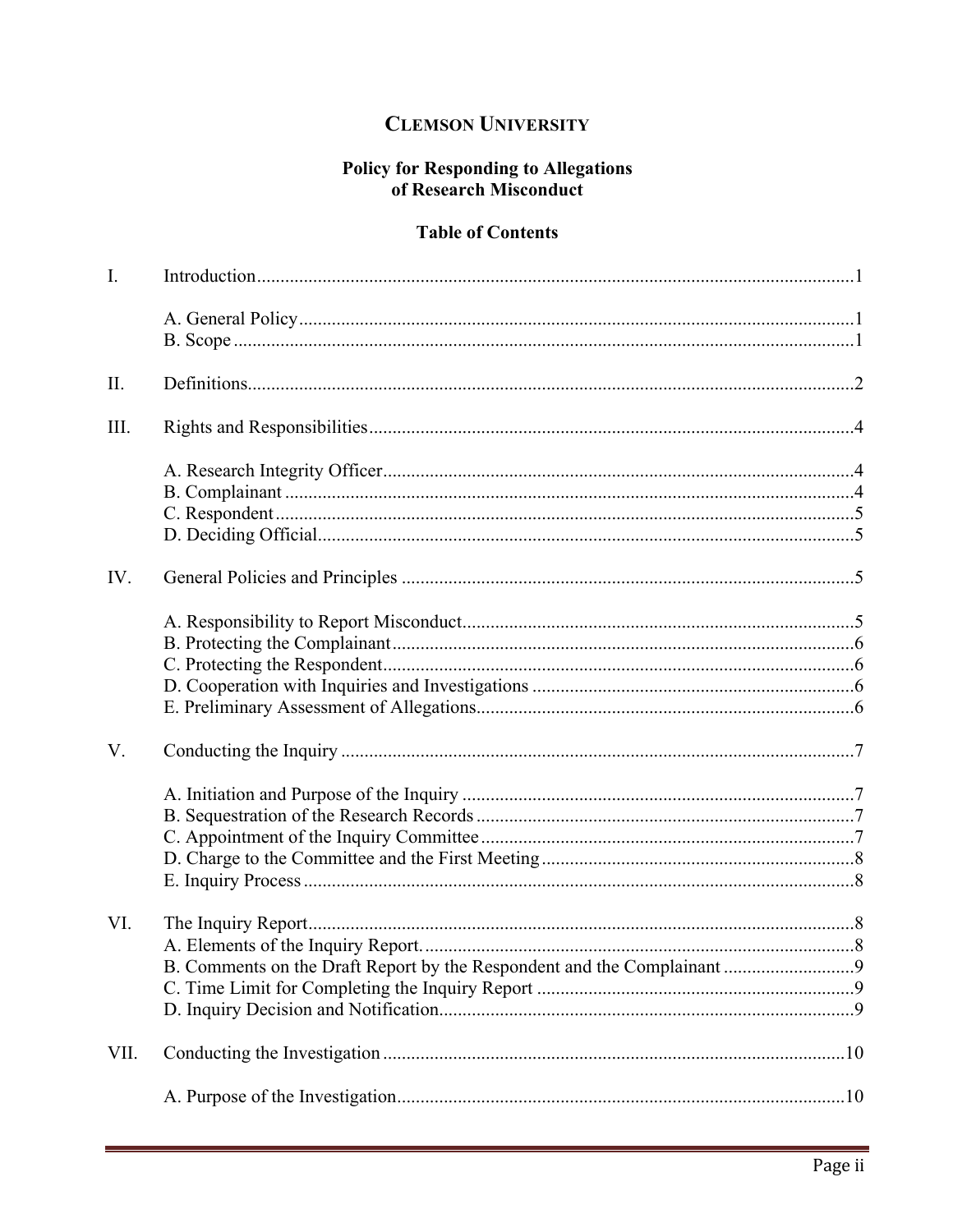# CLEMSON UNIVERSITY

## Policy for Responding to Allegations of Research Misconduct

### Table of Contents

I. Introduction ....... 1

- A. General Policy ....... 1
- B. Scope ....... 1

II. Definitions ....... 2

III. Rights and Responsibilities ....... 4

- A. Research Integrity Officer ....... 4
- B. Complainant ....... 4
- C. Respondent ....... 5
- D. Deciding Official ....... 5

IV. General Policies and Principles ....... 5

- A. Responsibility to Report Misconduct ....... 5
- B. Protecting the Complainant ....... 6
- C. Protecting the Respondent ....... 6
- D. Cooperation with Inquiries and Investigations ....... 6
- E. Preliminary Assessment of Allegations ....... 6

V. Conducting the Inquiry ....... 7

- A. Initiation and Purpose of the Inquiry ....... 7
- B. Sequestration of the Research Records ....... 7
- C. Appointment of the Inquiry Committee ....... 7
- D. Charge to the Committee and the First Meeting ....... 8
- E. Inquiry Process ....... 8

VI. The Inquiry Report ....... 8

- A. Elements of the Inquiry Report. ....... 8
- B. Comments on the Draft Report by the Respondent and the Complainant ....... 9
- C. Time Limit for Completing the Inquiry Report ....... 9
- D. Inquiry Decision and Notification ....... 9

VII. Conducting the Investigation ....... 10

- A. Purpose of the Investigation ....... 10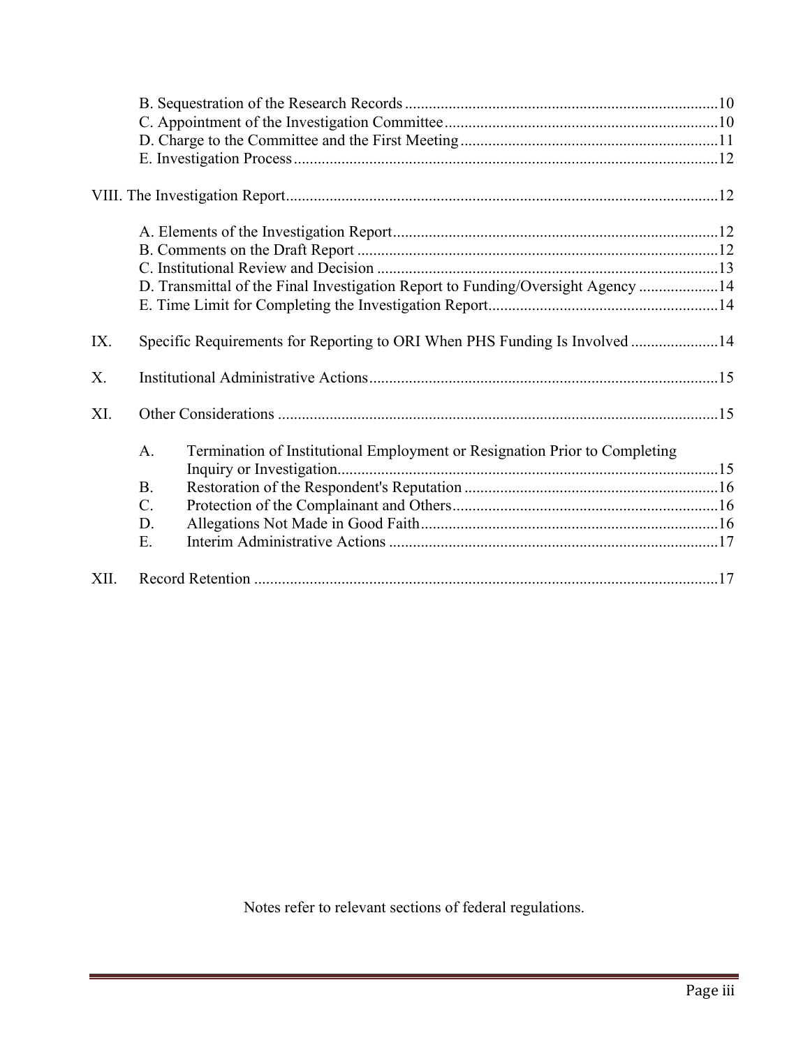- B. Sequestration of the Research Records ........ 10
- C. Appointment of the Investigation Committee ........ 10
- D. Charge to the Committee and the First Meeting ........ 11
- E. Investigation Process ........ 12

VIII. The Investigation Report ........ 12

- A. Elements of the Investigation Report ........ 12
- B. Comments on the Draft Report ........ 12
- C. Institutional Review and Decision ........ 13
- D. Transmittal of the Final Investigation Report to Funding/Oversight Agency ........ 14
- E. Time Limit for Completing the Investigation Report ........ 14

IX. Specific Requirements for Reporting to ORI When PHS Funding Is Involved ........ 14

X. Institutional Administrative Actions ........ 15

XI. Other Considerations ........ 15

- A. Termination of Institutional Employment or Resignation Prior to Completing Inquiry or Investigation ........ 15
- B. Restoration of the Respondent's Reputation ........ 16
- C. Protection of the Complainant and Others ........ 16
- D. Allegations Not Made in Good Faith ........ 16
- E. Interim Administrative Actions ........ 17

XII. Record Retention ........ 17

Notes refer to relevant sections of federal regulations.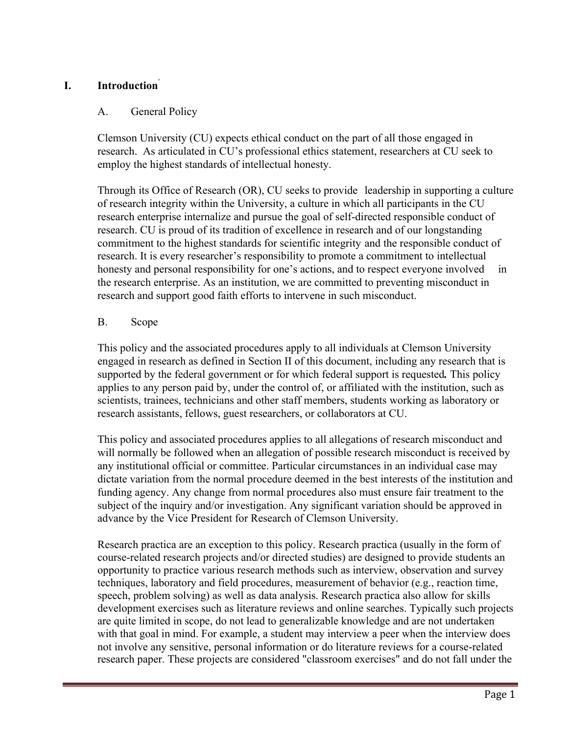# I. Introduction*

## A. General Policy

Clemson University (CU) expects ethical conduct on the part of all those engaged in research. As articulated in CU's professional ethics statement, researchers at CU seek to employ the highest standards of intellectual honesty.

Through its Office of Research (OR), CU seeks to provide leadership in supporting a culture of research integrity within the University, a culture in which all participants in the CU research enterprise internalize and pursue the goal of self-directed responsible conduct of research. CU is proud of its tradition of excellence in research and of our longstanding commitment to the highest standards for scientific integrity and the responsible conduct of research. It is every researcher's responsibility to promote a commitment to intellectual honesty and personal responsibility for one's actions, and to respect everyone involved in the research enterprise. As an institution, we are committed to preventing misconduct in research and support good faith efforts to intervene in such misconduct.

## B. Scope

This policy and the associated procedures apply to all individuals at Clemson University engaged in research as defined in Section II of this document, including any research that is supported by the federal government or for which federal support is requested**.** This policy applies to any person paid by, under the control of, or affiliated with the institution, such as scientists, trainees, technicians and other staff members, students working as laboratory or research assistants, fellows, guest researchers, or collaborators at CU.

This policy and associated procedures applies to all allegations of research misconduct and will normally be followed when an allegation of possible research misconduct is received by any institutional official or committee. Particular circumstances in an individual case may dictate variation from the normal procedure deemed in the best interests of the institution and funding agency. Any change from normal procedures also must ensure fair treatment to the subject of the inquiry and/or investigation. Any significant variation should be approved in advance by the Vice President for Research of Clemson University.

Research practica are an exception to this policy. Research practica (usually in the form of course-related research projects and/or directed studies) are designed to provide students an opportunity to practice various research methods such as interview, observation and survey techniques, laboratory and field procedures, measurement of behavior (e.g., reaction time, speech, problem solving) as well as data analysis. Research practica also allow for skills development exercises such as literature reviews and online searches. Typically such projects are quite limited in scope, do not lead to generalizable knowledge and are not undertaken with that goal in mind. For example, a student may interview a peer when the interview does not involve any sensitive, personal information or do literature reviews for a course-related research paper. These projects are considered "classroom exercises" and do not fall under the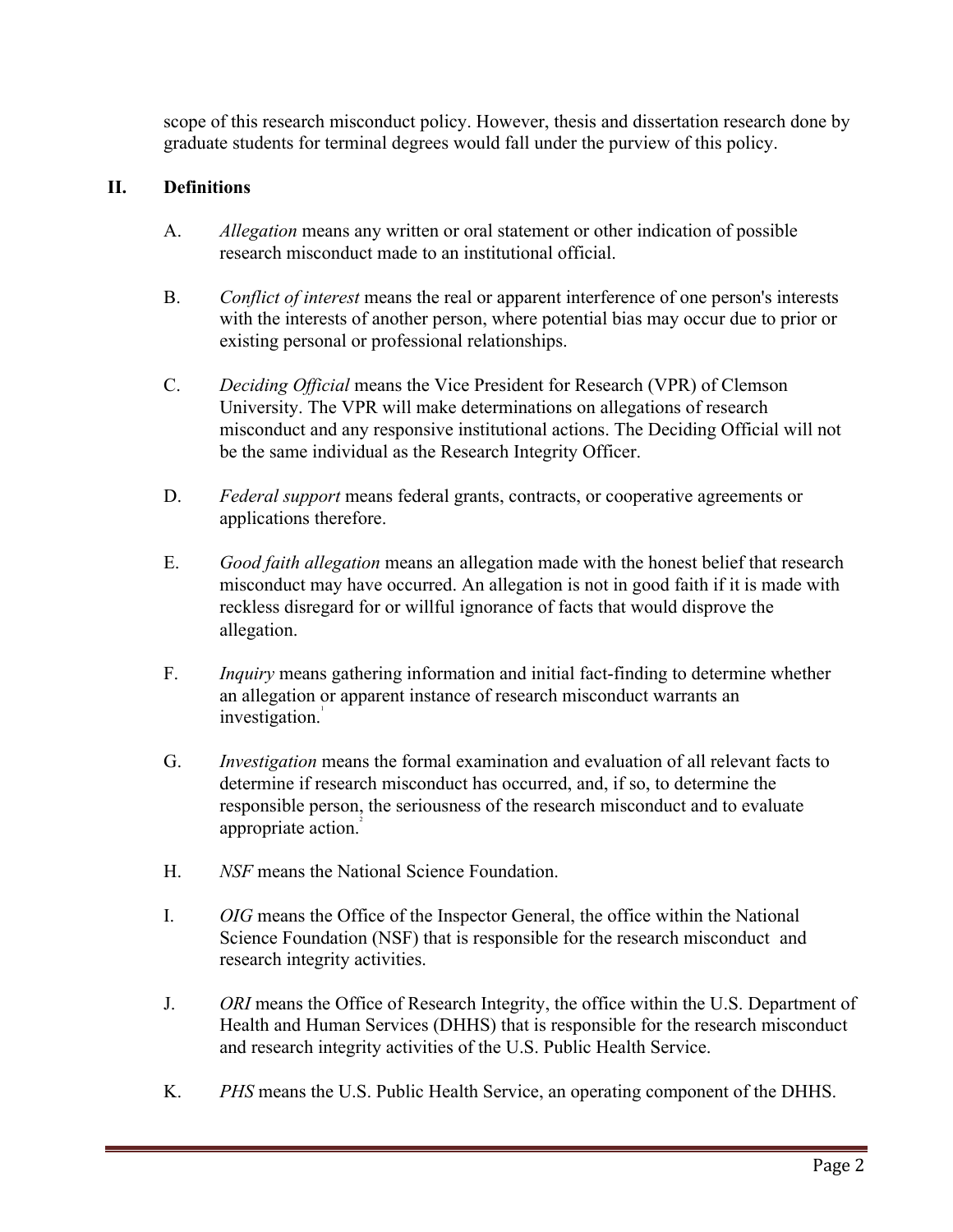scope of this research misconduct policy. However, thesis and dissertation research done by graduate students for terminal degrees would fall under the purview of this policy.

## II. Definitions

A. *Allegation* means any written or oral statement or other indication of possible research misconduct made to an institutional official.

B. *Conflict of interest* means the real or apparent interference of one person's interests with the interests of another person, where potential bias may occur due to prior or existing personal or professional relationships.

C. *Deciding Official* means the Vice President for Research (VPR) of Clemson University. The VPR will make determinations on allegations of research misconduct and any responsive institutional actions. The Deciding Official will not be the same individual as the Research Integrity Officer.

D. *Federal support* means federal grants, contracts, or cooperative agreements or applications therefore.

E. *Good faith allegation* means an allegation made with the honest belief that research misconduct may have occurred. An allegation is not in good faith if it is made with reckless disregard for or willful ignorance of facts that would disprove the allegation.

F. *Inquiry* means gathering information and initial fact-finding to determine whether an allegation or apparent instance of research misconduct warrants an investigation.[1]

G. *Investigation* means the formal examination and evaluation of all relevant facts to determine if research misconduct has occurred, and, if so, to determine the responsible person, the seriousness of the research misconduct and to evaluate appropriate action.[2]

H. *NSF* means the National Science Foundation.

I. *OIG* means the Office of the Inspector General, the office within the National Science Foundation (NSF) that is responsible for the research misconduct and research integrity activities.

J. *ORI* means the Office of Research Integrity, the office within the U.S. Department of Health and Human Services (DHHS) that is responsible for the research misconduct and research integrity activities of the U.S. Public Health Service.

K. *PHS* means the U.S. Public Health Service, an operating component of the DHHS.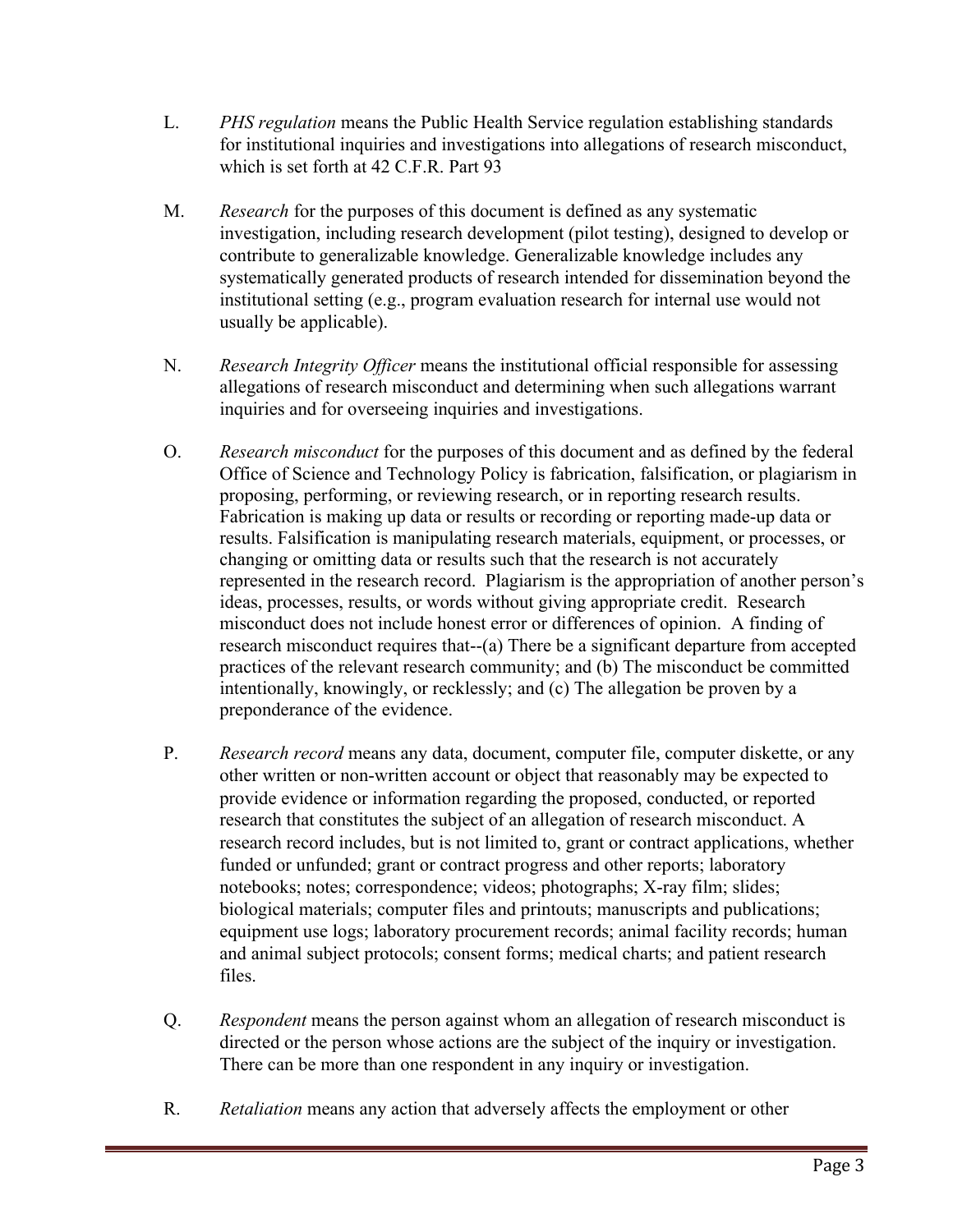L. *PHS regulation* means the Public Health Service regulation establishing standards for institutional inquiries and investigations into allegations of research misconduct, which is set forth at 42 C.F.R. Part 93

M. *Research* for the purposes of this document is defined as any systematic investigation, including research development (pilot testing), designed to develop or contribute to generalizable knowledge. Generalizable knowledge includes any systematically generated products of research intended for dissemination beyond the institutional setting (e.g., program evaluation research for internal use would not usually be applicable).

N. *Research Integrity Officer* means the institutional official responsible for assessing allegations of research misconduct and determining when such allegations warrant inquiries and for overseeing inquiries and investigations.

O. *Research misconduct* for the purposes of this document and as defined by the federal Office of Science and Technology Policy is fabrication, falsification, or plagiarism in proposing, performing, or reviewing research, or in reporting research results. Fabrication is making up data or results or recording or reporting made-up data or results. Falsification is manipulating research materials, equipment, or processes, or changing or omitting data or results such that the research is not accurately represented in the research record. Plagiarism is the appropriation of another person's ideas, processes, results, or words without giving appropriate credit. Research misconduct does not include honest error or differences of opinion. A finding of research misconduct requires that--(a) There be a significant departure from accepted practices of the relevant research community; and (b) The misconduct be committed intentionally, knowingly, or recklessly; and (c) The allegation be proven by a preponderance of the evidence.

P. *Research record* means any data, document, computer file, computer diskette, or any other written or non-written account or object that reasonably may be expected to provide evidence or information regarding the proposed, conducted, or reported research that constitutes the subject of an allegation of research misconduct. A research record includes, but is not limited to, grant or contract applications, whether funded or unfunded; grant or contract progress and other reports; laboratory notebooks; notes; correspondence; videos; photographs; X-ray film; slides; biological materials; computer files and printouts; manuscripts and publications; equipment use logs; laboratory procurement records; animal facility records; human and animal subject protocols; consent forms; medical charts; and patient research files.

Q. *Respondent* means the person against whom an allegation of research misconduct is directed or the person whose actions are the subject of the inquiry or investigation. There can be more than one respondent in any inquiry or investigation.

R. *Retaliation* means any action that adversely affects the employment or other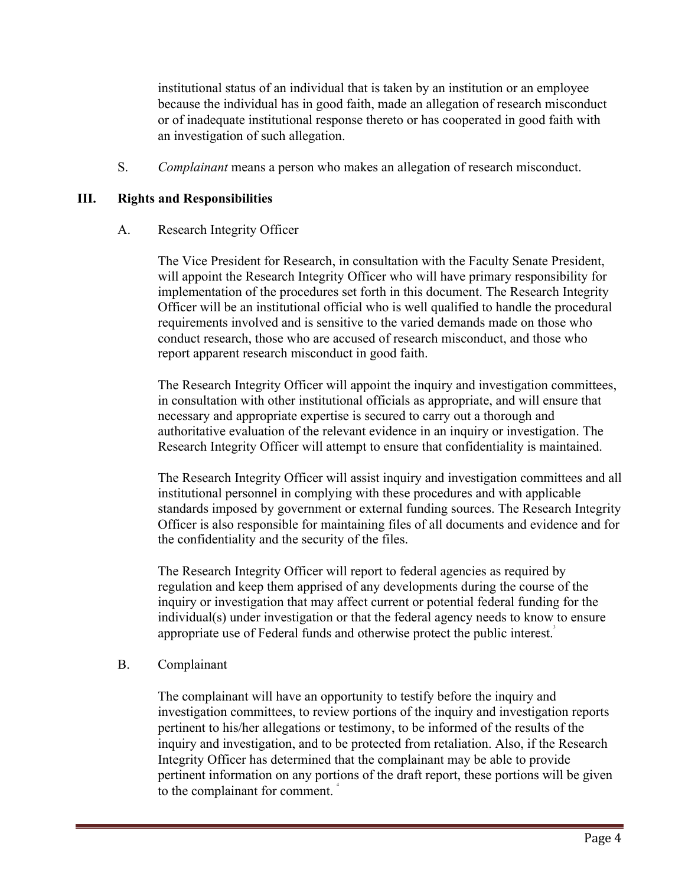institutional status of an individual that is taken by an institution or an employee because the individual has in good faith, made an allegation of research misconduct or of inadequate institutional response thereto or has cooperated in good faith with an investigation of such allegation.

S. *Complainant* means a person who makes an allegation of research misconduct.

## III. Rights and Responsibilities

### A. Research Integrity Officer

The Vice President for Research, in consultation with the Faculty Senate President, will appoint the Research Integrity Officer who will have primary responsibility for implementation of the procedures set forth in this document. The Research Integrity Officer will be an institutional official who is well qualified to handle the procedural requirements involved and is sensitive to the varied demands made on those who conduct research, those who are accused of research misconduct, and those who report apparent research misconduct in good faith.

The Research Integrity Officer will appoint the inquiry and investigation committees, in consultation with other institutional officials as appropriate, and will ensure that necessary and appropriate expertise is secured to carry out a thorough and authoritative evaluation of the relevant evidence in an inquiry or investigation. The Research Integrity Officer will attempt to ensure that confidentiality is maintained.

The Research Integrity Officer will assist inquiry and investigation committees and all institutional personnel in complying with these procedures and with applicable standards imposed by government or external funding sources. The Research Integrity Officer is also responsible for maintaining files of all documents and evidence and for the confidentiality and the security of the files.

The Research Integrity Officer will report to federal agencies as required by regulation and keep them apprised of any developments during the course of the inquiry or investigation that may affect current or potential federal funding for the individual(s) under investigation or that the federal agency needs to know to ensure appropriate use of Federal funds and otherwise protect the public interest.[3]

### B. Complainant

The complainant will have an opportunity to testify before the inquiry and investigation committees, to review portions of the inquiry and investigation reports pertinent to his/her allegations or testimony, to be informed of the results of the inquiry and investigation, and to be protected from retaliation. Also, if the Research Integrity Officer has determined that the complainant may be able to provide pertinent information on any portions of the draft report, these portions will be given to the complainant for comment.[4]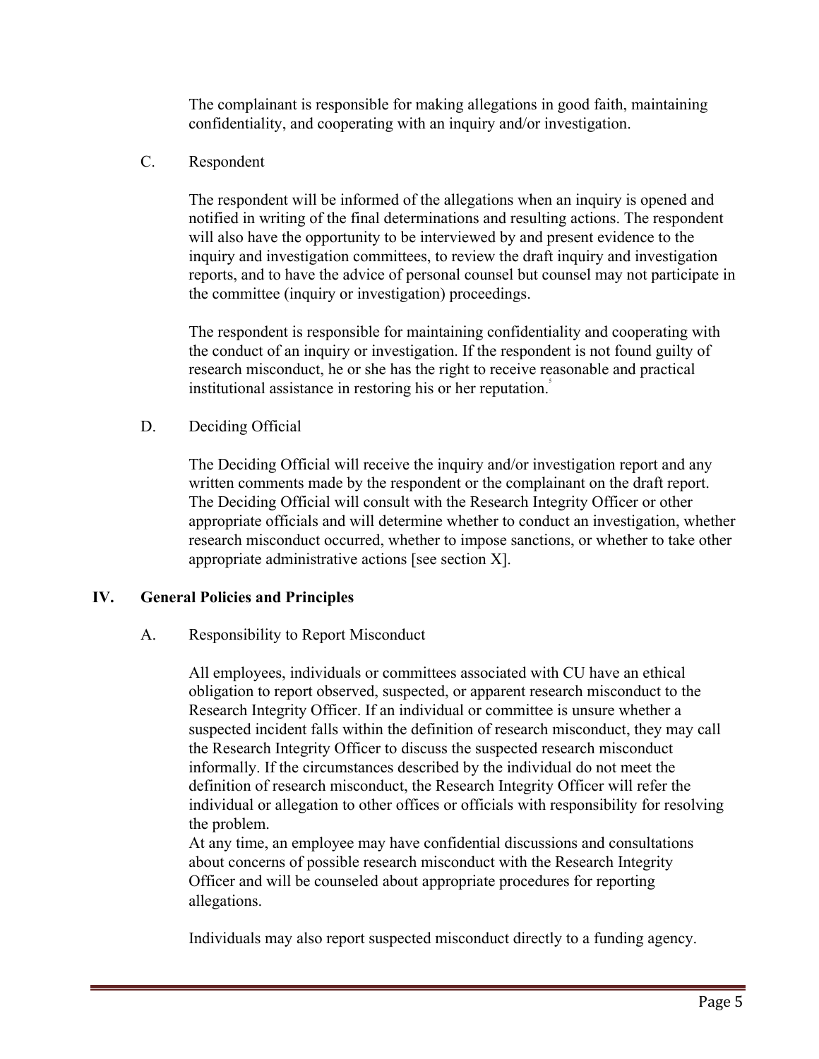The complainant is responsible for making allegations in good faith, maintaining confidentiality, and cooperating with an inquiry and/or investigation.

### C. Respondent

The respondent will be informed of the allegations when an inquiry is opened and notified in writing of the final determinations and resulting actions. The respondent will also have the opportunity to be interviewed by and present evidence to the inquiry and investigation committees, to review the draft inquiry and investigation reports, and to have the advice of personal counsel but counsel may not participate in the committee (inquiry or investigation) proceedings.

The respondent is responsible for maintaining confidentiality and cooperating with the conduct of an inquiry or investigation. If the respondent is not found guilty of research misconduct, he or she has the right to receive reasonable and practical institutional assistance in restoring his or her reputation.[5]

### D. Deciding Official

The Deciding Official will receive the inquiry and/or investigation report and any written comments made by the respondent or the complainant on the draft report. The Deciding Official will consult with the Research Integrity Officer or other appropriate officials and will determine whether to conduct an investigation, whether research misconduct occurred, whether to impose sanctions, or whether to take other appropriate administrative actions [see section X].

## IV. General Policies and Principles

### A. Responsibility to Report Misconduct

All employees, individuals or committees associated with CU have an ethical obligation to report observed, suspected, or apparent research misconduct to the Research Integrity Officer. If an individual or committee is unsure whether a suspected incident falls within the definition of research misconduct, they may call the Research Integrity Officer to discuss the suspected research misconduct informally. If the circumstances described by the individual do not meet the definition of research misconduct, the Research Integrity Officer will refer the individual or allegation to other offices or officials with responsibility for resolving the problem.
At any time, an employee may have confidential discussions and consultations about concerns of possible research misconduct with the Research Integrity Officer and will be counseled about appropriate procedures for reporting allegations.

Individuals may also report suspected misconduct directly to a funding agency.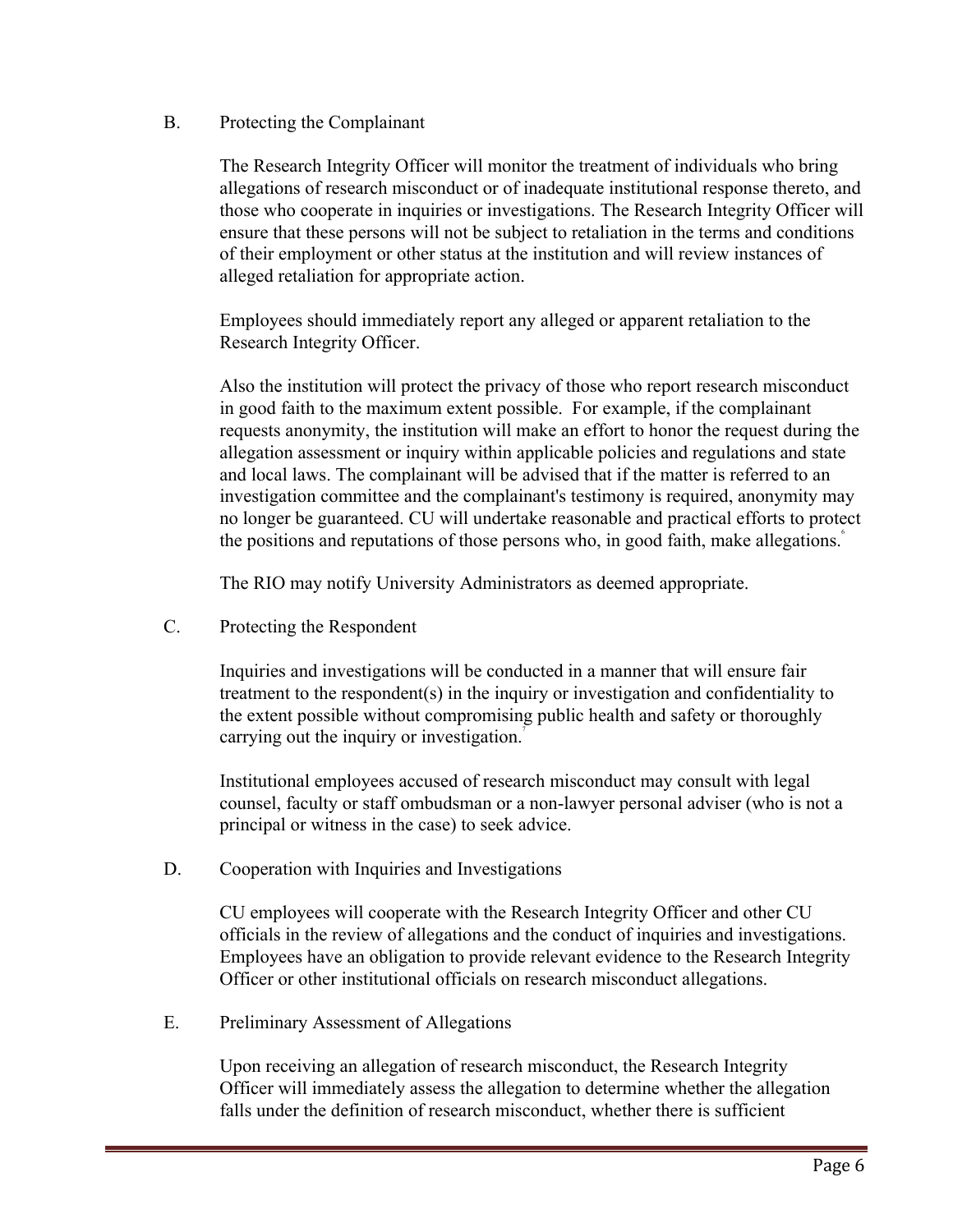## B. Protecting the Complainant

The Research Integrity Officer will monitor the treatment of individuals who bring allegations of research misconduct or of inadequate institutional response thereto, and those who cooperate in inquiries or investigations. The Research Integrity Officer will ensure that these persons will not be subject to retaliation in the terms and conditions of their employment or other status at the institution and will review instances of alleged retaliation for appropriate action.

Employees should immediately report any alleged or apparent retaliation to the Research Integrity Officer.

Also the institution will protect the privacy of those who report research misconduct in good faith to the maximum extent possible. For example, if the complainant requests anonymity, the institution will make an effort to honor the request during the allegation assessment or inquiry within applicable policies and regulations and state and local laws. The complainant will be advised that if the matter is referred to an investigation committee and the complainant's testimony is required, anonymity may no longer be guaranteed. CU will undertake reasonable and practical efforts to protect the positions and reputations of those persons who, in good faith, make allegations.[6]

The RIO may notify University Administrators as deemed appropriate.

## C. Protecting the Respondent

Inquiries and investigations will be conducted in a manner that will ensure fair treatment to the respondent(s) in the inquiry or investigation and confidentiality to the extent possible without compromising public health and safety or thoroughly carrying out the inquiry or investigation.[7]

Institutional employees accused of research misconduct may consult with legal counsel, faculty or staff ombudsman or a non-lawyer personal adviser (who is not a principal or witness in the case) to seek advice.

## D. Cooperation with Inquiries and Investigations

CU employees will cooperate with the Research Integrity Officer and other CU officials in the review of allegations and the conduct of inquiries and investigations. Employees have an obligation to provide relevant evidence to the Research Integrity Officer or other institutional officials on research misconduct allegations.

## E. Preliminary Assessment of Allegations

Upon receiving an allegation of research misconduct, the Research Integrity Officer will immediately assess the allegation to determine whether the allegation falls under the definition of research misconduct, whether there is sufficient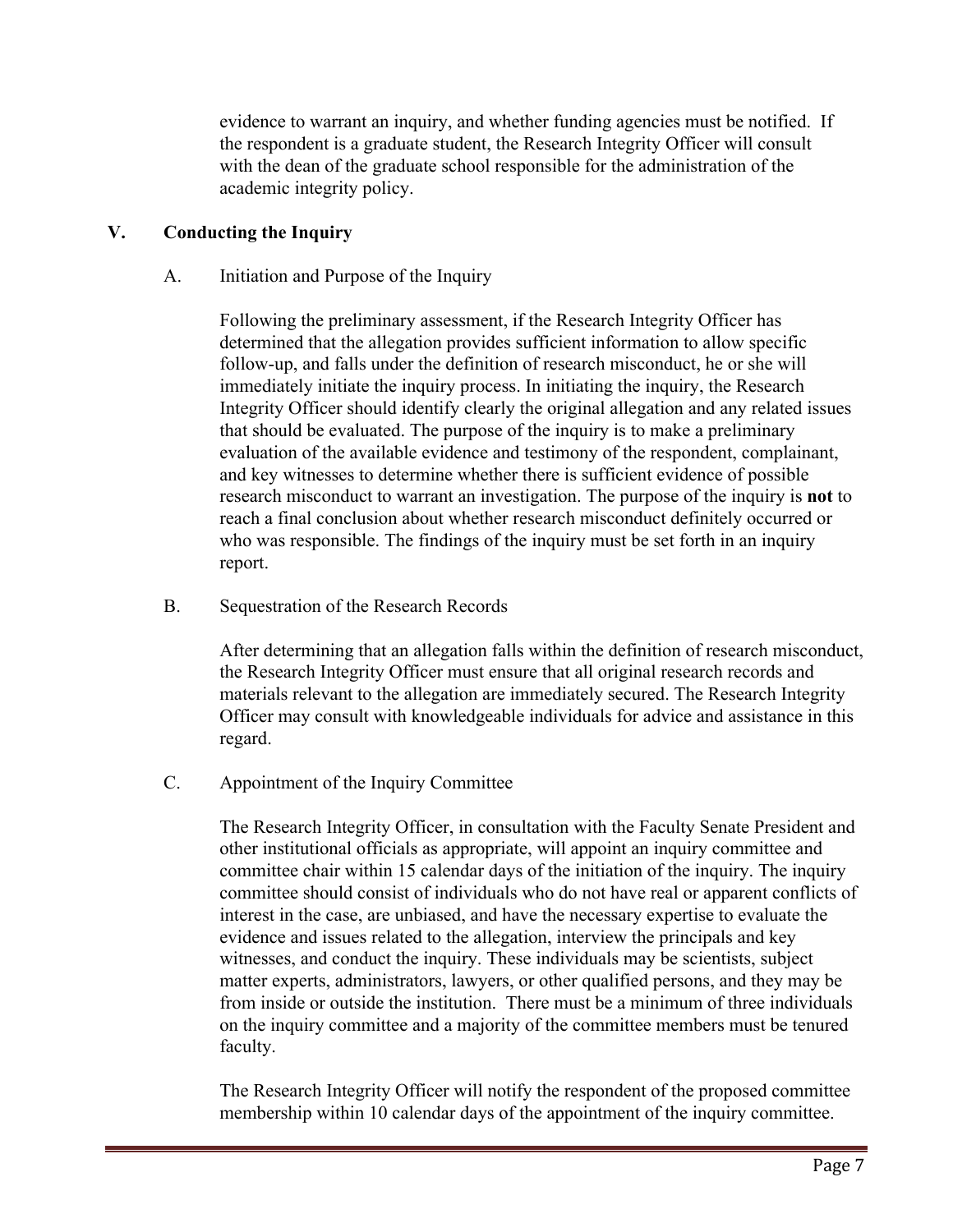evidence to warrant an inquiry, and whether funding agencies must be notified. If the respondent is a graduate student, the Research Integrity Officer will consult with the dean of the graduate school responsible for the administration of the academic integrity policy.

## V. Conducting the Inquiry

### A. Initiation and Purpose of the Inquiry

Following the preliminary assessment, if the Research Integrity Officer has determined that the allegation provides sufficient information to allow specific follow-up, and falls under the definition of research misconduct, he or she will immediately initiate the inquiry process. In initiating the inquiry, the Research Integrity Officer should identify clearly the original allegation and any related issues that should be evaluated. The purpose of the inquiry is to make a preliminary evaluation of the available evidence and testimony of the respondent, complainant, and key witnesses to determine whether there is sufficient evidence of possible research misconduct to warrant an investigation. The purpose of the inquiry is **not** to reach a final conclusion about whether research misconduct definitely occurred or who was responsible. The findings of the inquiry must be set forth in an inquiry report.

### B. Sequestration of the Research Records

After determining that an allegation falls within the definition of research misconduct, the Research Integrity Officer must ensure that all original research records and materials relevant to the allegation are immediately secured. The Research Integrity Officer may consult with knowledgeable individuals for advice and assistance in this regard.

### C. Appointment of the Inquiry Committee

The Research Integrity Officer, in consultation with the Faculty Senate President and other institutional officials as appropriate, will appoint an inquiry committee and committee chair within 15 calendar days of the initiation of the inquiry. The inquiry committee should consist of individuals who do not have real or apparent conflicts of interest in the case, are unbiased, and have the necessary expertise to evaluate the evidence and issues related to the allegation, interview the principals and key witnesses, and conduct the inquiry. These individuals may be scientists, subject matter experts, administrators, lawyers, or other qualified persons, and they may be from inside or outside the institution. There must be a minimum of three individuals on the inquiry committee and a majority of the committee members must be tenured faculty.

The Research Integrity Officer will notify the respondent of the proposed committee membership within 10 calendar days of the appointment of the inquiry committee.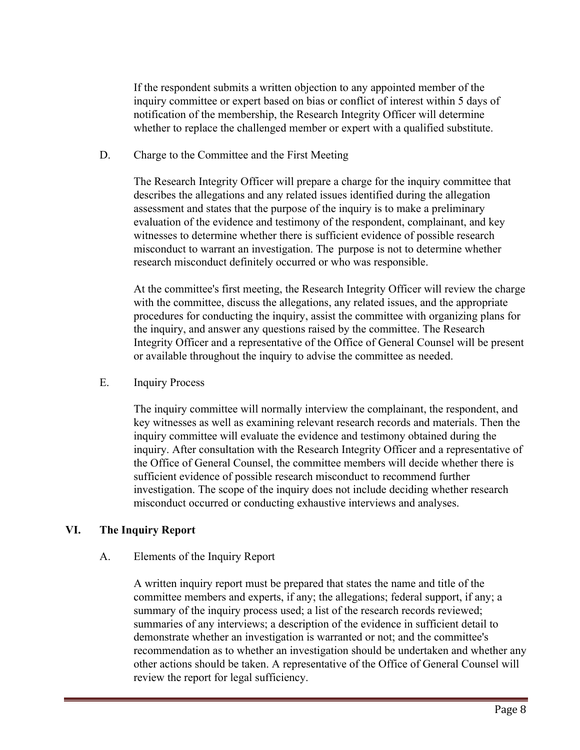If the respondent submits a written objection to any appointed member of the inquiry committee or expert based on bias or conflict of interest within 5 days of notification of the membership, the Research Integrity Officer will determine whether to replace the challenged member or expert with a qualified substitute.

### D. Charge to the Committee and the First Meeting

The Research Integrity Officer will prepare a charge for the inquiry committee that describes the allegations and any related issues identified during the allegation assessment and states that the purpose of the inquiry is to make a preliminary evaluation of the evidence and testimony of the respondent, complainant, and key witnesses to determine whether there is sufficient evidence of possible research misconduct to warrant an investigation. The purpose is not to determine whether research misconduct definitely occurred or who was responsible.

At the committee's first meeting, the Research Integrity Officer will review the charge with the committee, discuss the allegations, any related issues, and the appropriate procedures for conducting the inquiry, assist the committee with organizing plans for the inquiry, and answer any questions raised by the committee. The Research Integrity Officer and a representative of the Office of General Counsel will be present or available throughout the inquiry to advise the committee as needed.

### E. Inquiry Process

The inquiry committee will normally interview the complainant, the respondent, and key witnesses as well as examining relevant research records and materials. Then the inquiry committee will evaluate the evidence and testimony obtained during the inquiry. After consultation with the Research Integrity Officer and a representative of the Office of General Counsel, the committee members will decide whether there is sufficient evidence of possible research misconduct to recommend further investigation. The scope of the inquiry does not include deciding whether research misconduct occurred or conducting exhaustive interviews and analyses.

## VI. The Inquiry Report

### A. Elements of the Inquiry Report

A written inquiry report must be prepared that states the name and title of the committee members and experts, if any; the allegations; federal support, if any; a summary of the inquiry process used; a list of the research records reviewed; summaries of any interviews; a description of the evidence in sufficient detail to demonstrate whether an investigation is warranted or not; and the committee's recommendation as to whether an investigation should be undertaken and whether any other actions should be taken. A representative of the Office of General Counsel will review the report for legal sufficiency.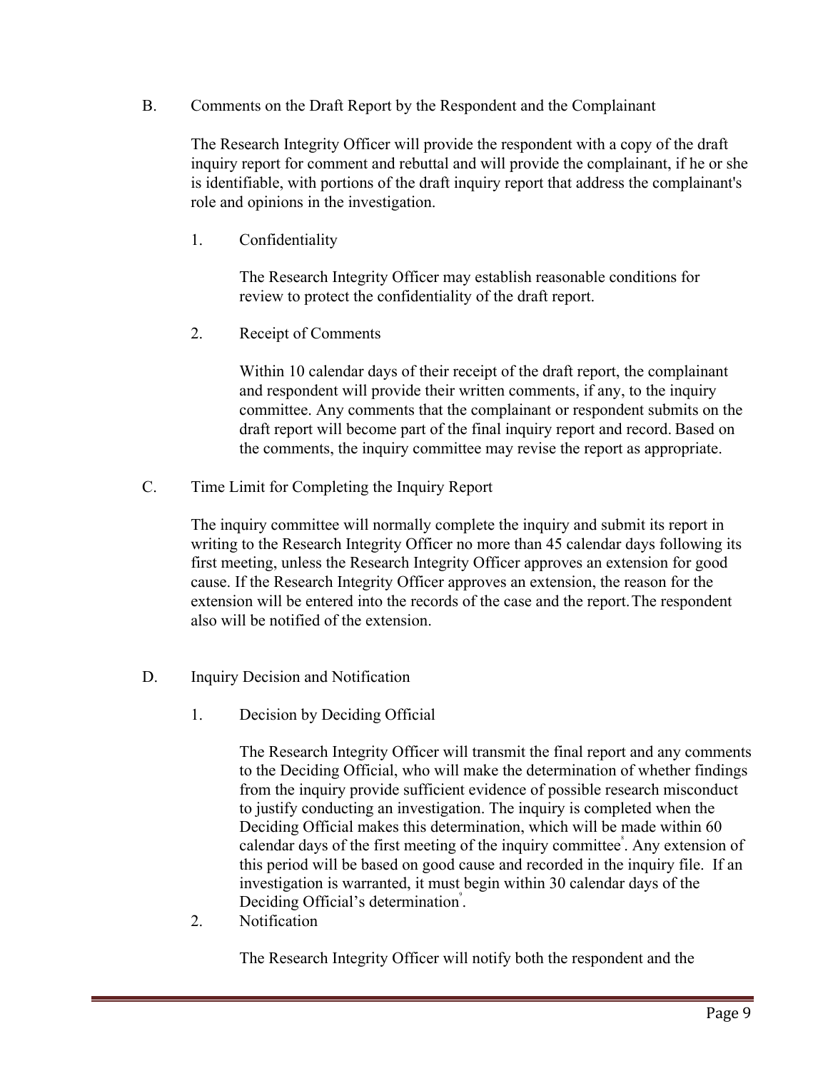## B. Comments on the Draft Report by the Respondent and the Complainant

The Research Integrity Officer will provide the respondent with a copy of the draft inquiry report for comment and rebuttal and will provide the complainant, if he or she is identifiable, with portions of the draft inquiry report that address the complainant's role and opinions in the investigation.

### 1. Confidentiality

The Research Integrity Officer may establish reasonable conditions for review to protect the confidentiality of the draft report.

### 2. Receipt of Comments

Within 10 calendar days of their receipt of the draft report, the complainant and respondent will provide their written comments, if any, to the inquiry committee. Any comments that the complainant or respondent submits on the draft report will become part of the final inquiry report and record. Based on the comments, the inquiry committee may revise the report as appropriate.

## C. Time Limit for Completing the Inquiry Report

The inquiry committee will normally complete the inquiry and submit its report in writing to the Research Integrity Officer no more than 45 calendar days following its first meeting, unless the Research Integrity Officer approves an extension for good cause. If the Research Integrity Officer approves an extension, the reason for the extension will be entered into the records of the case and the report. The respondent also will be notified of the extension.

## D. Inquiry Decision and Notification

### 1. Decision by Deciding Official

The Research Integrity Officer will transmit the final report and any comments to the Deciding Official, who will make the determination of whether findings from the inquiry provide sufficient evidence of possible research misconduct to justify conducting an investigation. The inquiry is completed when the Deciding Official makes this determination, which will be made within 60 calendar days of the first meeting of the inquiry committee[8]. Any extension of this period will be based on good cause and recorded in the inquiry file. If an investigation is warranted, it must begin within 30 calendar days of the Deciding Official's determination[9].

### 2. Notification

The Research Integrity Officer will notify both the respondent and the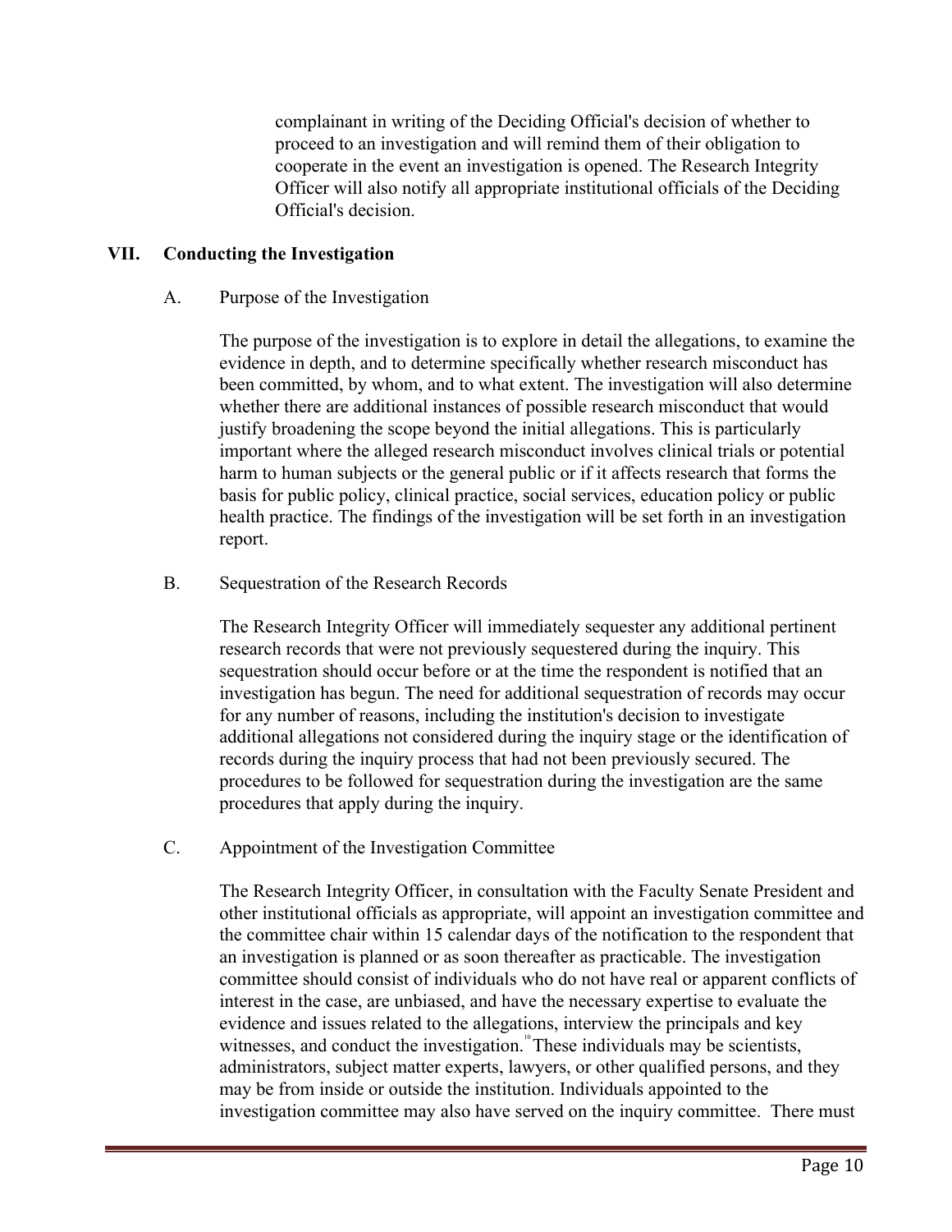complainant in writing of the Deciding Official's decision of whether to proceed to an investigation and will remind them of their obligation to cooperate in the event an investigation is opened. The Research Integrity Officer will also notify all appropriate institutional officials of the Deciding Official's decision.

## VII. Conducting the Investigation

### A. Purpose of the Investigation

The purpose of the investigation is to explore in detail the allegations, to examine the evidence in depth, and to determine specifically whether research misconduct has been committed, by whom, and to what extent. The investigation will also determine whether there are additional instances of possible research misconduct that would justify broadening the scope beyond the initial allegations. This is particularly important where the alleged research misconduct involves clinical trials or potential harm to human subjects or the general public or if it affects research that forms the basis for public policy, clinical practice, social services, education policy or public health practice. The findings of the investigation will be set forth in an investigation report.

### B. Sequestration of the Research Records

The Research Integrity Officer will immediately sequester any additional pertinent research records that were not previously sequestered during the inquiry. This sequestration should occur before or at the time the respondent is notified that an investigation has begun. The need for additional sequestration of records may occur for any number of reasons, including the institution's decision to investigate additional allegations not considered during the inquiry stage or the identification of records during the inquiry process that had not been previously secured. The procedures to be followed for sequestration during the investigation are the same procedures that apply during the inquiry.

### C. Appointment of the Investigation Committee

The Research Integrity Officer, in consultation with the Faculty Senate President and other institutional officials as appropriate, will appoint an investigation committee and the committee chair within 15 calendar days of the notification to the respondent that an investigation is planned or as soon thereafter as practicable. The investigation committee should consist of individuals who do not have real or apparent conflicts of interest in the case, are unbiased, and have the necessary expertise to evaluate the evidence and issues related to the allegations, interview the principals and key witnesses, and conduct the investigation.[10] These individuals may be scientists, administrators, subject matter experts, lawyers, or other qualified persons, and they may be from inside or outside the institution. Individuals appointed to the investigation committee may also have served on the inquiry committee. There must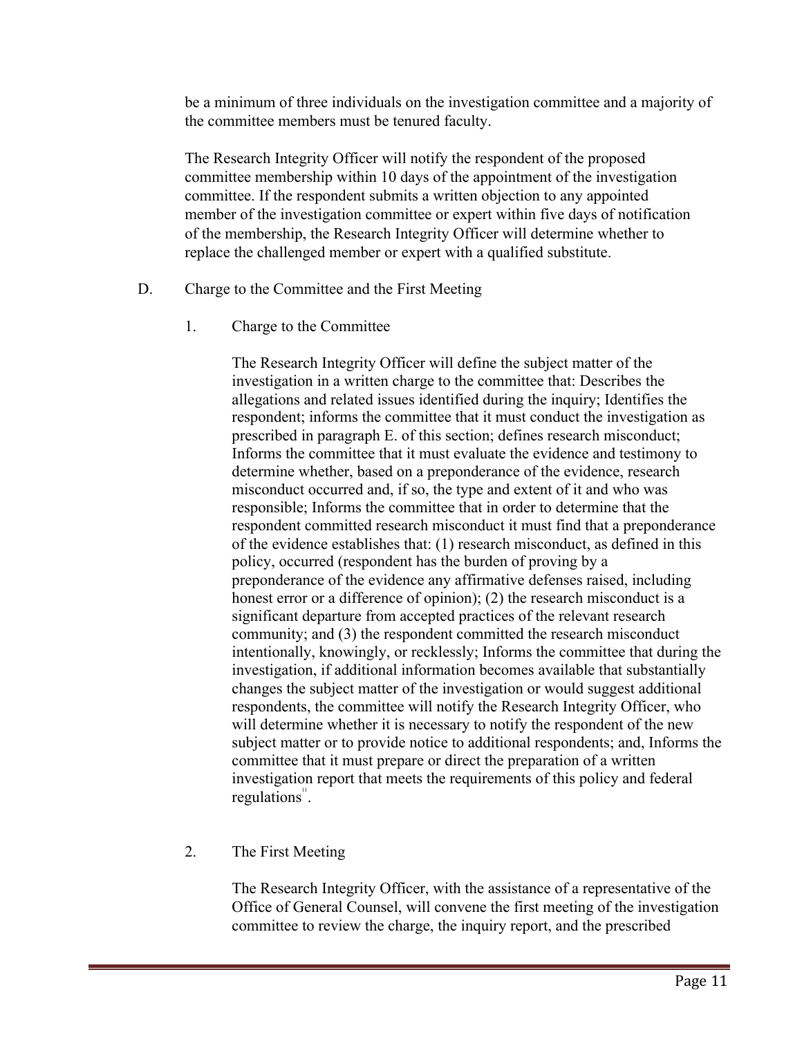be a minimum of three individuals on the investigation committee and a majority of the committee members must be tenured faculty.

The Research Integrity Officer will notify the respondent of the proposed committee membership within 10 days of the appointment of the investigation committee. If the respondent submits a written objection to any appointed member of the investigation committee or expert within five days of notification of the membership, the Research Integrity Officer will determine whether to replace the challenged member or expert with a qualified substitute.

D. Charge to the Committee and the First Meeting

1. Charge to the Committee

The Research Integrity Officer will define the subject matter of the investigation in a written charge to the committee that: Describes the allegations and related issues identified during the inquiry; Identifies the respondent; informs the committee that it must conduct the investigation as prescribed in paragraph E. of this section; defines research misconduct; Informs the committee that it must evaluate the evidence and testimony to determine whether, based on a preponderance of the evidence, research misconduct occurred and, if so, the type and extent of it and who was responsible; Informs the committee that in order to determine that the respondent committed research misconduct it must find that a preponderance of the evidence establishes that: (1) research misconduct, as defined in this policy, occurred (respondent has the burden of proving by a preponderance of the evidence any affirmative defenses raised, including honest error or a difference of opinion); (2) the research misconduct is a significant departure from accepted practices of the relevant research community; and (3) the respondent committed the research misconduct intentionally, knowingly, or recklessly; Informs the committee that during the investigation, if additional information becomes available that substantially changes the subject matter of the investigation or would suggest additional respondents, the committee will notify the Research Integrity Officer, who will determine whether it is necessary to notify the respondent of the new subject matter or to provide notice to additional respondents; and, Informs the committee that it must prepare or direct the preparation of a written investigation report that meets the requirements of this policy and federal regulations[11].

2. The First Meeting

The Research Integrity Officer, with the assistance of a representative of the Office of General Counsel, will convene the first meeting of the investigation committee to review the charge, the inquiry report, and the prescribed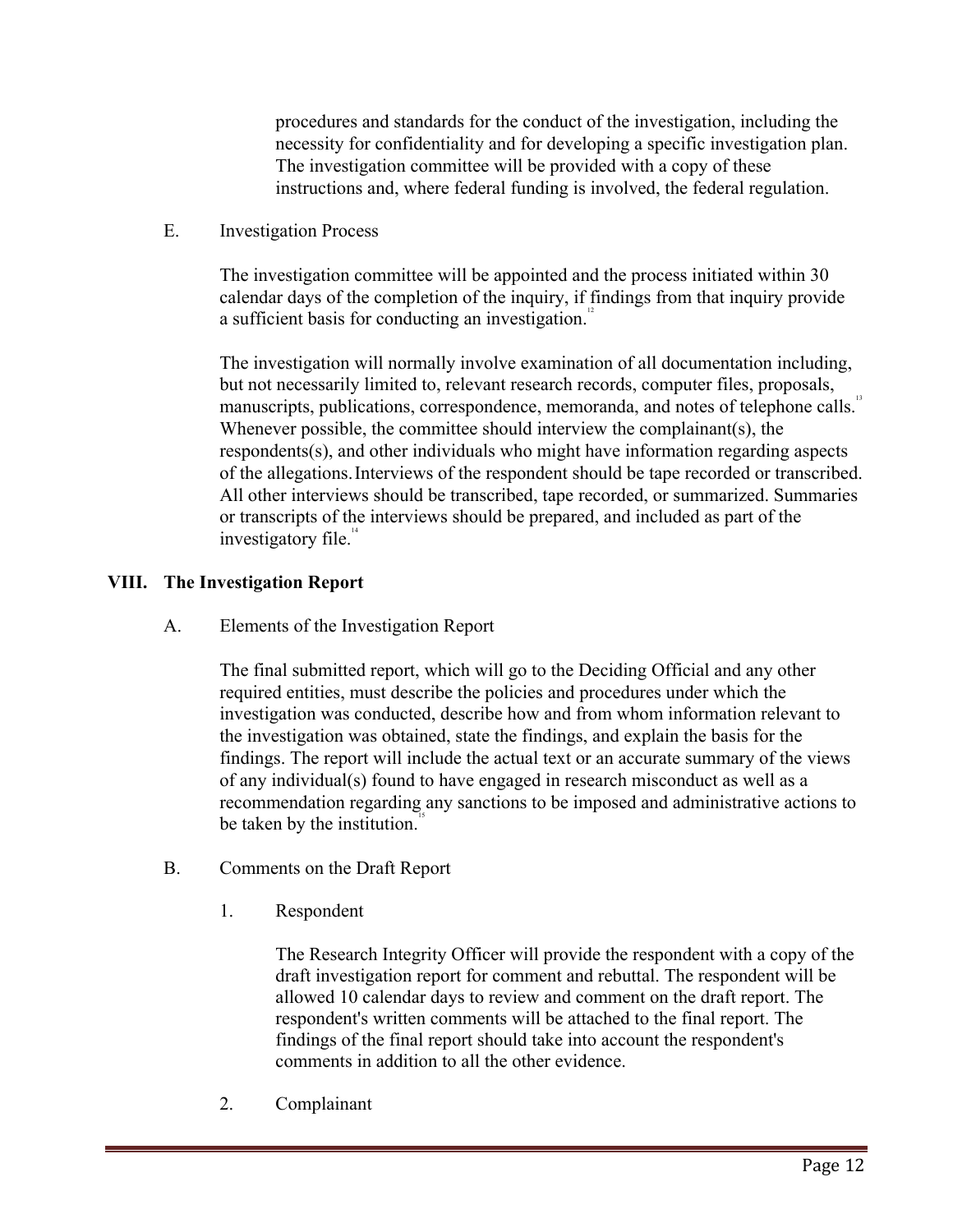procedures and standards for the conduct of the investigation, including the necessity for confidentiality and for developing a specific investigation plan. The investigation committee will be provided with a copy of these instructions and, where federal funding is involved, the federal regulation.

E. Investigation Process

The investigation committee will be appointed and the process initiated within 30 calendar days of the completion of the inquiry, if findings from that inquiry provide a sufficient basis for conducting an investigation.[12]

The investigation will normally involve examination of all documentation including, but not necessarily limited to, relevant research records, computer files, proposals, manuscripts, publications, correspondence, memoranda, and notes of telephone calls.[13] Whenever possible, the committee should interview the complainant(s), the respondents(s), and other individuals who might have information regarding aspects of the allegations. Interviews of the respondent should be tape recorded or transcribed. All other interviews should be transcribed, tape recorded, or summarized. Summaries or transcripts of the interviews should be prepared, and included as part of the investigatory file.[14]

## VIII. The Investigation Report

A. Elements of the Investigation Report

The final submitted report, which will go to the Deciding Official and any other required entities, must describe the policies and procedures under which the investigation was conducted, describe how and from whom information relevant to the investigation was obtained, state the findings, and explain the basis for the findings. The report will include the actual text or an accurate summary of the views of any individual(s) found to have engaged in research misconduct as well as a recommendation regarding any sanctions to be imposed and administrative actions to be taken by the institution.[15]

B. Comments on the Draft Report

1. Respondent

The Research Integrity Officer will provide the respondent with a copy of the draft investigation report for comment and rebuttal. The respondent will be allowed 10 calendar days to review and comment on the draft report. The respondent's written comments will be attached to the final report. The findings of the final report should take into account the respondent's comments in addition to all the other evidence.

2. Complainant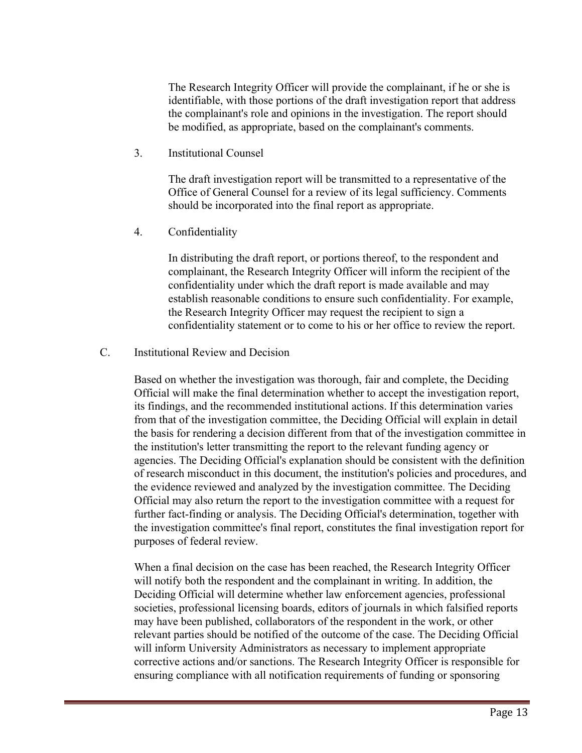The Research Integrity Officer will provide the complainant, if he or she is identifiable, with those portions of the draft investigation report that address the complainant's role and opinions in the investigation. The report should be modified, as appropriate, based on the complainant's comments.

3. Institutional Counsel

   The draft investigation report will be transmitted to a representative of the Office of General Counsel for a review of its legal sufficiency. Comments should be incorporated into the final report as appropriate.

4. Confidentiality

   In distributing the draft report, or portions thereof, to the respondent and complainant, the Research Integrity Officer will inform the recipient of the confidentiality under which the draft report is made available and may establish reasonable conditions to ensure such confidentiality. For example, the Research Integrity Officer may request the recipient to sign a confidentiality statement or to come to his or her office to review the report.

C. Institutional Review and Decision

Based on whether the investigation was thorough, fair and complete, the Deciding Official will make the final determination whether to accept the investigation report, its findings, and the recommended institutional actions. If this determination varies from that of the investigation committee, the Deciding Official will explain in detail the basis for rendering a decision different from that of the investigation committee in the institution's letter transmitting the report to the relevant funding agency or agencies. The Deciding Official's explanation should be consistent with the definition of research misconduct in this document, the institution's policies and procedures, and the evidence reviewed and analyzed by the investigation committee. The Deciding Official may also return the report to the investigation committee with a request for further fact-finding or analysis. The Deciding Official's determination, together with the investigation committee's final report, constitutes the final investigation report for purposes of federal review.

When a final decision on the case has been reached, the Research Integrity Officer will notify both the respondent and the complainant in writing. In addition, the Deciding Official will determine whether law enforcement agencies, professional societies, professional licensing boards, editors of journals in which falsified reports may have been published, collaborators of the respondent in the work, or other relevant parties should be notified of the outcome of the case. The Deciding Official will inform University Administrators as necessary to implement appropriate corrective actions and/or sanctions. The Research Integrity Officer is responsible for ensuring compliance with all notification requirements of funding or sponsoring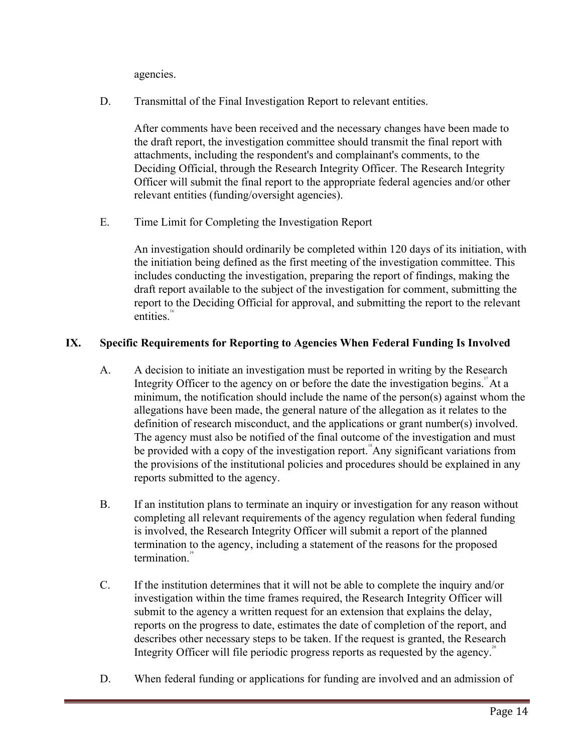agencies.

D. Transmittal of the Final Investigation Report to relevant entities.

After comments have been received and the necessary changes have been made to the draft report, the investigation committee should transmit the final report with attachments, including the respondent's and complainant's comments, to the Deciding Official, through the Research Integrity Officer. The Research Integrity Officer will submit the final report to the appropriate federal agencies and/or other relevant entities (funding/oversight agencies).

E. Time Limit for Completing the Investigation Report

An investigation should ordinarily be completed within 120 days of its initiation, with the initiation being defined as the first meeting of the investigation committee. This includes conducting the investigation, preparing the report of findings, making the draft report available to the subject of the investigation for comment, submitting the report to the Deciding Official for approval, and submitting the report to the relevant entities.[16]

## IX. Specific Requirements for Reporting to Agencies When Federal Funding Is Involved

A. A decision to initiate an investigation must be reported in writing by the Research Integrity Officer to the agency on or before the date the investigation begins.[17] At a minimum, the notification should include the name of the person(s) against whom the allegations have been made, the general nature of the allegation as it relates to the definition of research misconduct, and the applications or grant number(s) involved. The agency must also be notified of the final outcome of the investigation and must be provided with a copy of the investigation report.[18] Any significant variations from the provisions of the institutional policies and procedures should be explained in any reports submitted to the agency.

B. If an institution plans to terminate an inquiry or investigation for any reason without completing all relevant requirements of the agency regulation when federal funding is involved, the Research Integrity Officer will submit a report of the planned termination to the agency, including a statement of the reasons for the proposed termination.[19]

C. If the institution determines that it will not be able to complete the inquiry and/or investigation within the time frames required, the Research Integrity Officer will submit to the agency a written request for an extension that explains the delay, reports on the progress to date, estimates the date of completion of the report, and describes other necessary steps to be taken. If the request is granted, the Research Integrity Officer will file periodic progress reports as requested by the agency.[20]

D. When federal funding or applications for funding are involved and an admission of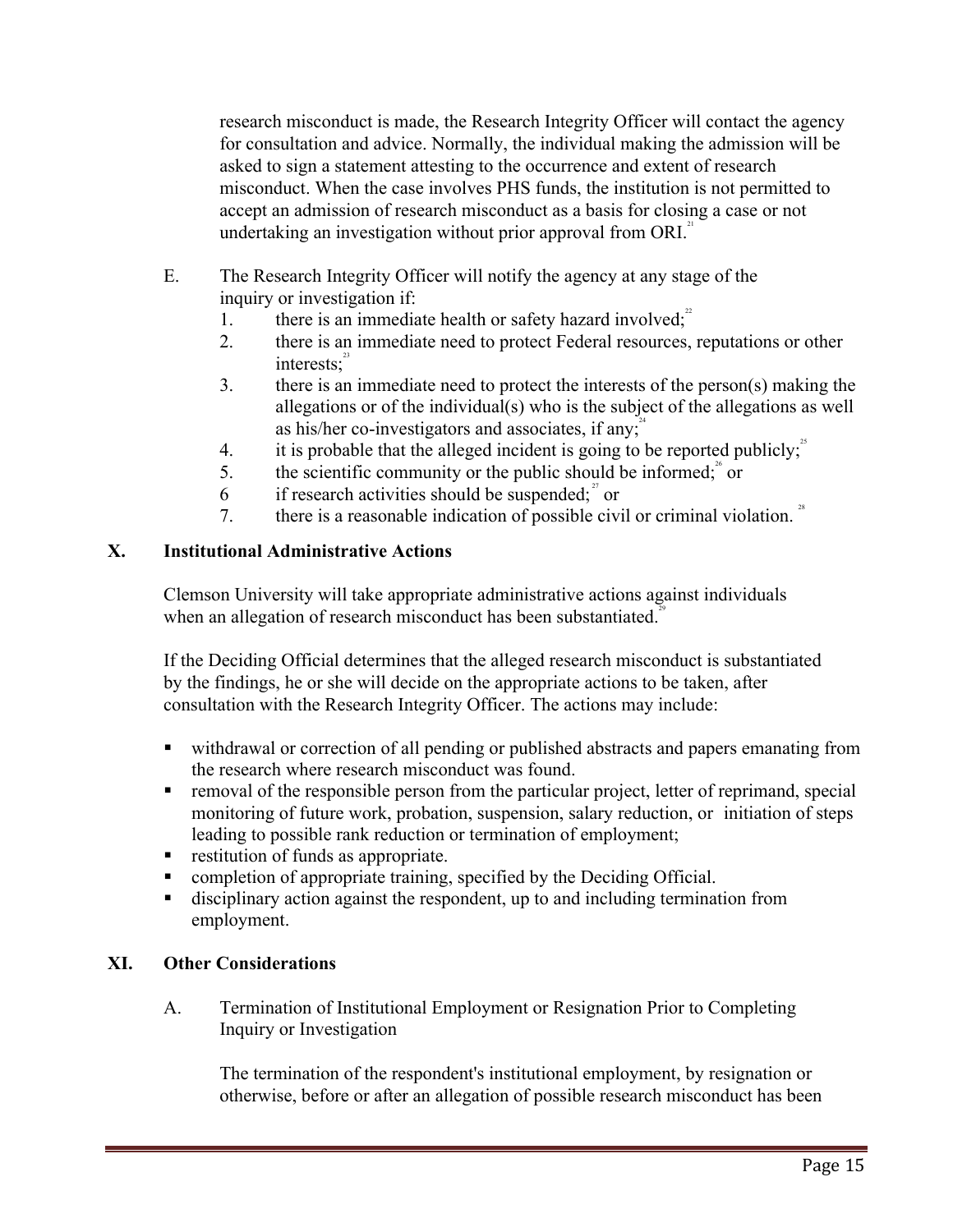research misconduct is made, the Research Integrity Officer will contact the agency for consultation and advice. Normally, the individual making the admission will be asked to sign a statement attesting to the occurrence and extent of research misconduct. When the case involves PHS funds, the institution is not permitted to accept an admission of research misconduct as a basis for closing a case or not undertaking an investigation without prior approval from ORI.[21]

E. The Research Integrity Officer will notify the agency at any stage of the inquiry or investigation if:

1. there is an immediate health or safety hazard involved;[22]
2. there is an immediate need to protect Federal resources, reputations or other interests;[23]
3. there is an immediate need to protect the interests of the person(s) making the allegations or of the individual(s) who is the subject of the allegations as well as his/her co-investigators and associates, if any;[24]
4. it is probable that the alleged incident is going to be reported publicly;[25]
5. the scientific community or the public should be informed;[26] or
6 if research activities should be suspended;[27] or
7. there is a reasonable indication of possible civil or criminal violation.[28]

## X. Institutional Administrative Actions

Clemson University will take appropriate administrative actions against individuals when an allegation of research misconduct has been substantiated.[29]

If the Deciding Official determines that the alleged research misconduct is substantiated by the findings, he or she will decide on the appropriate actions to be taken, after consultation with the Research Integrity Officer. The actions may include:

- withdrawal or correction of all pending or published abstracts and papers emanating from the research where research misconduct was found.
- removal of the responsible person from the particular project, letter of reprimand, special monitoring of future work, probation, suspension, salary reduction, or initiation of steps leading to possible rank reduction or termination of employment;
- restitution of funds as appropriate.
- completion of appropriate training, specified by the Deciding Official.
- disciplinary action against the respondent, up to and including termination from employment.

## XI. Other Considerations

A. Termination of Institutional Employment or Resignation Prior to Completing Inquiry or Investigation

The termination of the respondent's institutional employment, by resignation or otherwise, before or after an allegation of possible research misconduct has been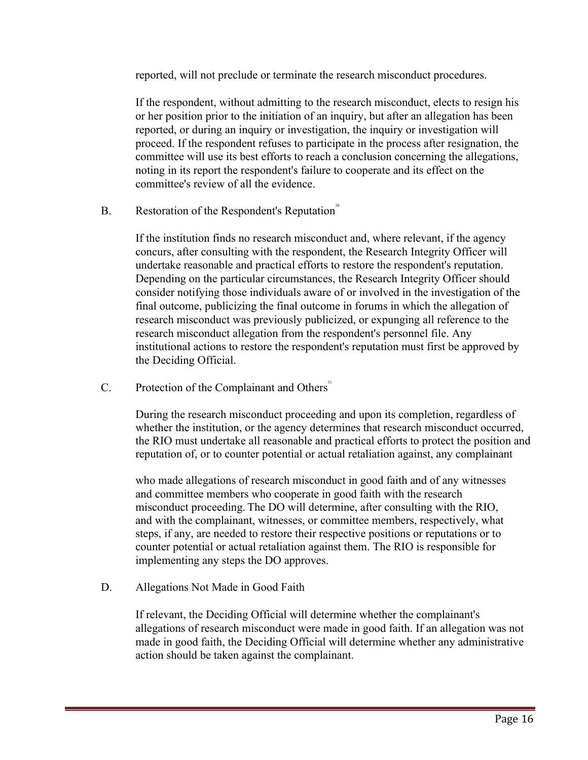reported, will not preclude or terminate the research misconduct procedures.

If the respondent, without admitting to the research misconduct, elects to resign his or her position prior to the initiation of an inquiry, but after an allegation has been reported, or during an inquiry or investigation, the inquiry or investigation will proceed. If the respondent refuses to participate in the process after resignation, the committee will use its best efforts to reach a conclusion concerning the allegations, noting in its report the respondent's failure to cooperate and its effect on the committee's review of all the evidence.

## B. Restoration of the Respondent's Reputation[30]

If the institution finds no research misconduct and, where relevant, if the agency concurs, after consulting with the respondent, the Research Integrity Officer will undertake reasonable and practical efforts to restore the respondent's reputation. Depending on the particular circumstances, the Research Integrity Officer should consider notifying those individuals aware of or involved in the investigation of the final outcome, publicizing the final outcome in forums in which the allegation of research misconduct was previously publicized, or expunging all reference to the research misconduct allegation from the respondent's personnel file. Any institutional actions to restore the respondent's reputation must first be approved by the Deciding Official.

## C. Protection of the Complainant and Others[31]

During the research misconduct proceeding and upon its completion, regardless of whether the institution, or the agency determines that research misconduct occurred, the RIO must undertake all reasonable and practical efforts to protect the position and reputation of, or to counter potential or actual retaliation against, any complainant who made allegations of research misconduct in good faith and of any witnesses and committee members who cooperate in good faith with the research misconduct proceeding. The DO will determine, after consulting with the RIO, and with the complainant, witnesses, or committee members, respectively, what steps, if any, are needed to restore their respective positions or reputations or to counter potential or actual retaliation against them. The RIO is responsible for implementing any steps the DO approves.

## D. Allegations Not Made in Good Faith

If relevant, the Deciding Official will determine whether the complainant's allegations of research misconduct were made in good faith. If an allegation was not made in good faith, the Deciding Official will determine whether any administrative action should be taken against the complainant.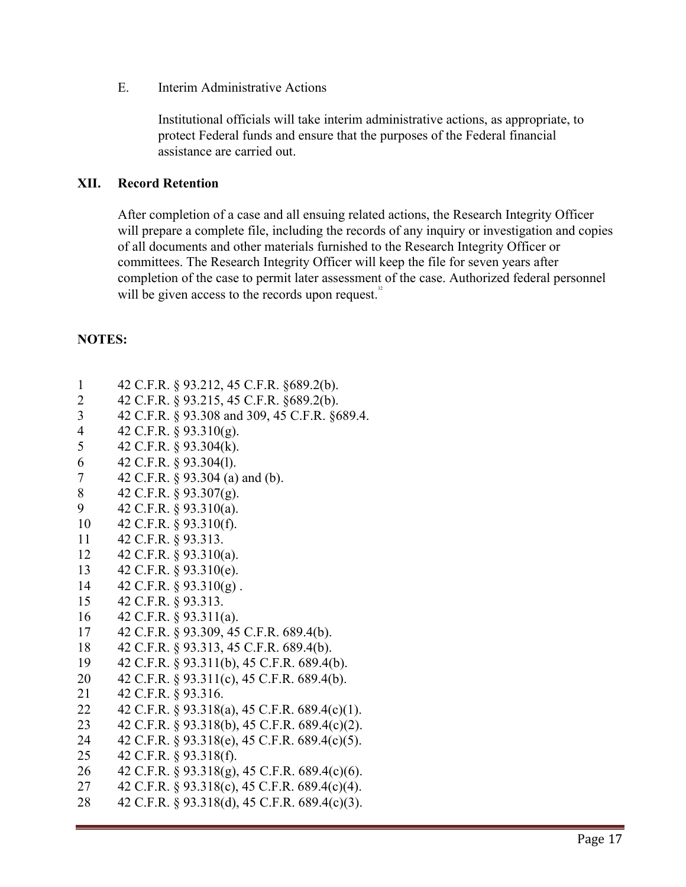E. Interim Administrative Actions

Institutional officials will take interim administrative actions, as appropriate, to protect Federal funds and ensure that the purposes of the Federal financial assistance are carried out.

## XII. Record Retention

After completion of a case and all ensuing related actions, the Research Integrity Officer will prepare a complete file, including the records of any inquiry or investigation and copies of all documents and other materials furnished to the Research Integrity Officer or committees. The Research Integrity Officer will keep the file for seven years after completion of the case to permit later assessment of the case. Authorized federal personnel will be given access to the records upon request.[32]

## NOTES:

1 42 C.F.R. § 93.212, 45 C.F.R. §689.2(b).
2 42 C.F.R. § 93.215, 45 C.F.R. §689.2(b).
3 42 C.F.R. § 93.308 and 309, 45 C.F.R. §689.4.
4 42 C.F.R. § 93.310(g).
5 42 C.F.R. § 93.304(k).
6 42 C.F.R. § 93.304(l).
7 42 C.F.R. § 93.304 (a) and (b).
8 42 C.F.R. § 93.307(g).
9 42 C.F.R. § 93.310(a).
10 42 C.F.R. § 93.310(f).
11 42 C.F.R. § 93.313.
12 42 C.F.R. § 93.310(a).
13 42 C.F.R. § 93.310(e).
14 42 C.F.R. § 93.310(g) .
15 42 C.F.R. § 93.313.
16 42 C.F.R. § 93.311(a).
17 42 C.F.R. § 93.309, 45 C.F.R. 689.4(b).
18 42 C.F.R. § 93.313, 45 C.F.R. 689.4(b).
19 42 C.F.R. § 93.311(b), 45 C.F.R. 689.4(b).
20 42 C.F.R. § 93.311(c), 45 C.F.R. 689.4(b).
21 42 C.F.R. § 93.316.
22 42 C.F.R. § 93.318(a), 45 C.F.R. 689.4(c)(1).
23 42 C.F.R. § 93.318(b), 45 C.F.R. 689.4(c)(2).
24 42 C.F.R. § 93.318(e), 45 C.F.R. 689.4(c)(5).
25 42 C.F.R. § 93.318(f).
26 42 C.F.R. § 93.318(g), 45 C.F.R. 689.4(c)(6).
27 42 C.F.R. § 93.318(c), 45 C.F.R. 689.4(c)(4).
28 42 C.F.R. § 93.318(d), 45 C.F.R. 689.4(c)(3).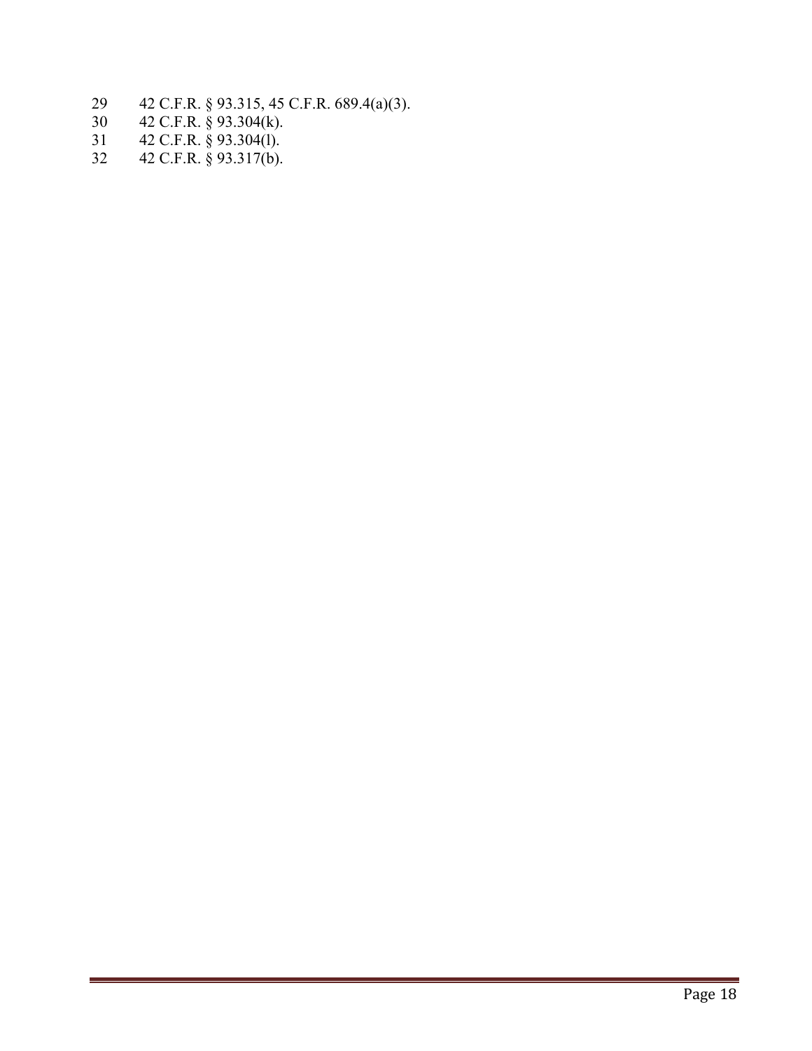29 42 C.F.R. § 93.315, 45 C.F.R. 689.4(a)(3).
30 42 C.F.R. § 93.304(k).
31 42 C.F.R. § 93.304(l).
32 42 C.F.R. § 93.317(b).